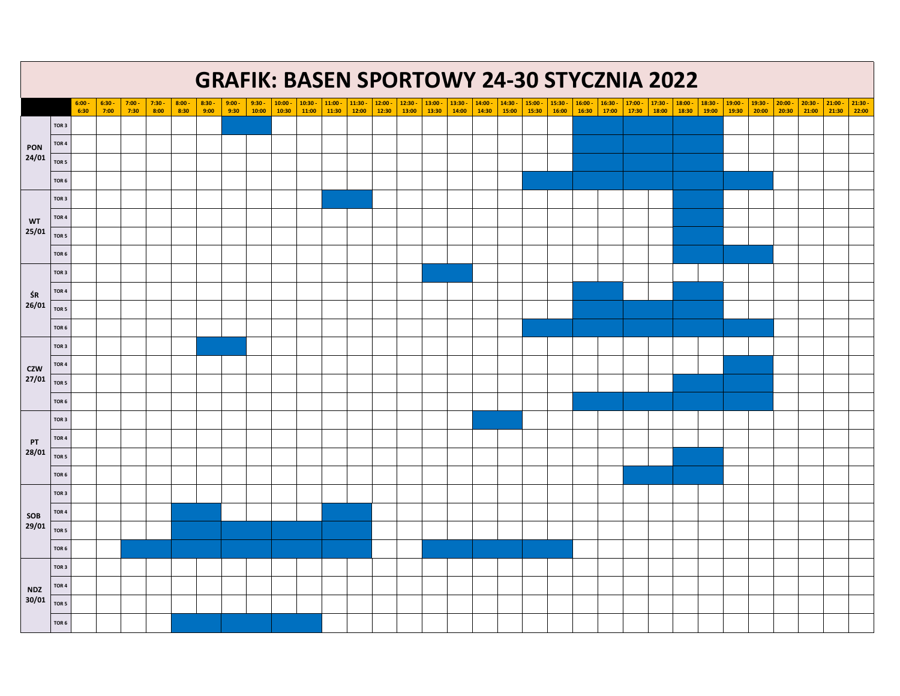# GRAFIK: BASEN SPORTOWY 24-30 STYCZNIA 2022

Cells marked ■ indicate blue (filled) time slots.

| | | 6:00 - 6:30 | 6:30 - 7:00 | 7:00 - 7:30 | 7:30 - 8:00 | 8:00 - 8:30 | 8:30 - 9:00 | 9:00 - 9:30 | 9:30 - 10:00 | 10:00 - 10:30 | 10:30 - 11:00 | 11:00 - 11:30 | 11:30 - 12:00 | 12:00 - 12:30 | 12:30 - 13:00 | 13:00 - 13:30 | 13:30 - 14:00 | 14:00 - 14:30 | 14:30 - 15:00 | 15:00 - 15:30 | 15:30 - 16:00 | 16:00 - 16:30 | 16:30 - 17:00 | 17:00 - 17:30 | 17:30 - 18:00 | 18:00 - 18:30 | 18:30 - 19:00 | 19:00 - 19:30 | 19:30 - 20:00 | 20:00 - 20:30 | 20:30 - 21:00 | 21:00 - 21:30 | 21:30 - 22:00 |
|---|---|---|---|---|---|---|---|---|---|---|---|---|---|---|---|---|---|---|---|---|---|---|---|---|---|---|---|---|---|---|---|---|---|
| PON 24/01 | TOR 3 | | | | | | | ■ | ■ | | | | | | | | | | | | | ■ | ■ | ■ | ■ | ■ | ■ | | | | | | |
| | TOR 4 | | | | | | | | | | | | | | | | | | | | | ■ | ■ | ■ | ■ | ■ | ■ | | | | | | |
| | TOR 5 | | | | | | | | | | | | | | | | | | | | | ■ | ■ | ■ | ■ | ■ | ■ | | | | | | |
| | TOR 6 | | | | | | | | | | | | | | | | | | | ■ | ■ | ■ | ■ | ■ | ■ | ■ | ■ | ■ | ■ | | | | |
| WT 25/01 | TOR 3 | | | | | | | | | | | ■ | ■ | | | | | | | | | | | | | ■ | ■ | | | | | | |
| | TOR 4 | | | | | | | | | | | | | | | | | | | | | | | | | ■ | ■ | | | | | | |
| | TOR 5 | | | | | | | | | | | | | | | | | | | | | | | | | ■ | ■ | | | | | | |
| | TOR 6 | | | | | | | | | | | | | | | | | | | | | | | | | ■ | ■ | ■ | ■ | | | | |
| ŚR 26/01 | TOR 3 | | | | | | | | | | | | | | | ■ | ■ | | | | | | | | | | | | | | | | |
| | TOR 4 | | | | | | | | | | | | | | | | | | | | | ■ | ■ | | | ■ | ■ | | | | | | |
| | TOR 5 | | | | | | | | | | | | | | | | | | | | | ■ | ■ | ■ | ■ | ■ | ■ | | | | | | |
| | TOR 6 | | | | | | | | | | | | | | | | | | | ■ | ■ | ■ | ■ | ■ | ■ | ■ | ■ | ■ | ■ | | | | |
| CZW 27/01 | TOR 3 | | | | | | ■ | ■ | | | | | | | | | | | | | | | | | | | | | | | | | |
| | TOR 4 | | | | | | | | | | | | | | | | | | | | | | | | | | | ■ | ■ | | | | |
| | TOR 5 | | | | | | | | | | | | | | | | | | | | | | | | | ■ | ■ | ■ | ■ | | | | |
| | TOR 6 | | | | | | | | | | | | | | | | | | | | | ■ | ■ | ■ | ■ | ■ | ■ | ■ | ■ | | | | |
| PT 28/01 | TOR 3 | | | | | | | | | | | | | | | | | ■ | ■ | | | | | | | | | | | | | | |
| | TOR 4 | | | | | | | | | | | | | | | | | | | | | | | | | | | | | | | | |
| | TOR 5 | | | | | | | | | | | | | | | | | | | | | | | | | ■ | ■ | | | | | | |
| | TOR 6 | | | | | | | | | | | | | | | | | | | | | | | ■ | ■ | ■ | ■ | | | | | | |
| SOB 29/01 | TOR 3 | | | | | | | | | | | | | | | | | | | | | | | | | | | | | | | | |
| | TOR 4 | | | | | ■ | ■ | | | | | ■ | ■ | | | | | | | | | | | | | | | | | | | | |
| | TOR 5 | | | | | ■ | ■ | ■ | ■ | ■ | ■ | ■ | ■ | | | | | | | | | | | | | | | | | | | | |
| | TOR 6 | | | ■ | ■ | ■ | ■ | ■ | ■ | ■ | ■ | ■ | ■ | | | ■ | ■ | ■ | ■ | ■ | ■ | | | | | | | | | | | | |
| NDZ 30/01 | TOR 3 | | | | | | | | | | | | | | | | | | | | | | | | | | | | | | | | |
| | TOR 4 | | | | | | | | | | | | | | | | | | | | | | | | | | | | | | | | |
| | TOR 5 | | | | | | | | | | | | | | | | | | | | | | | | | | | | | | | | |
| | TOR 6 | | | | | ■ | ■ | ■ | ■ | ■ | ■ | | | | | | | | | | | | | | | | | | | | | | |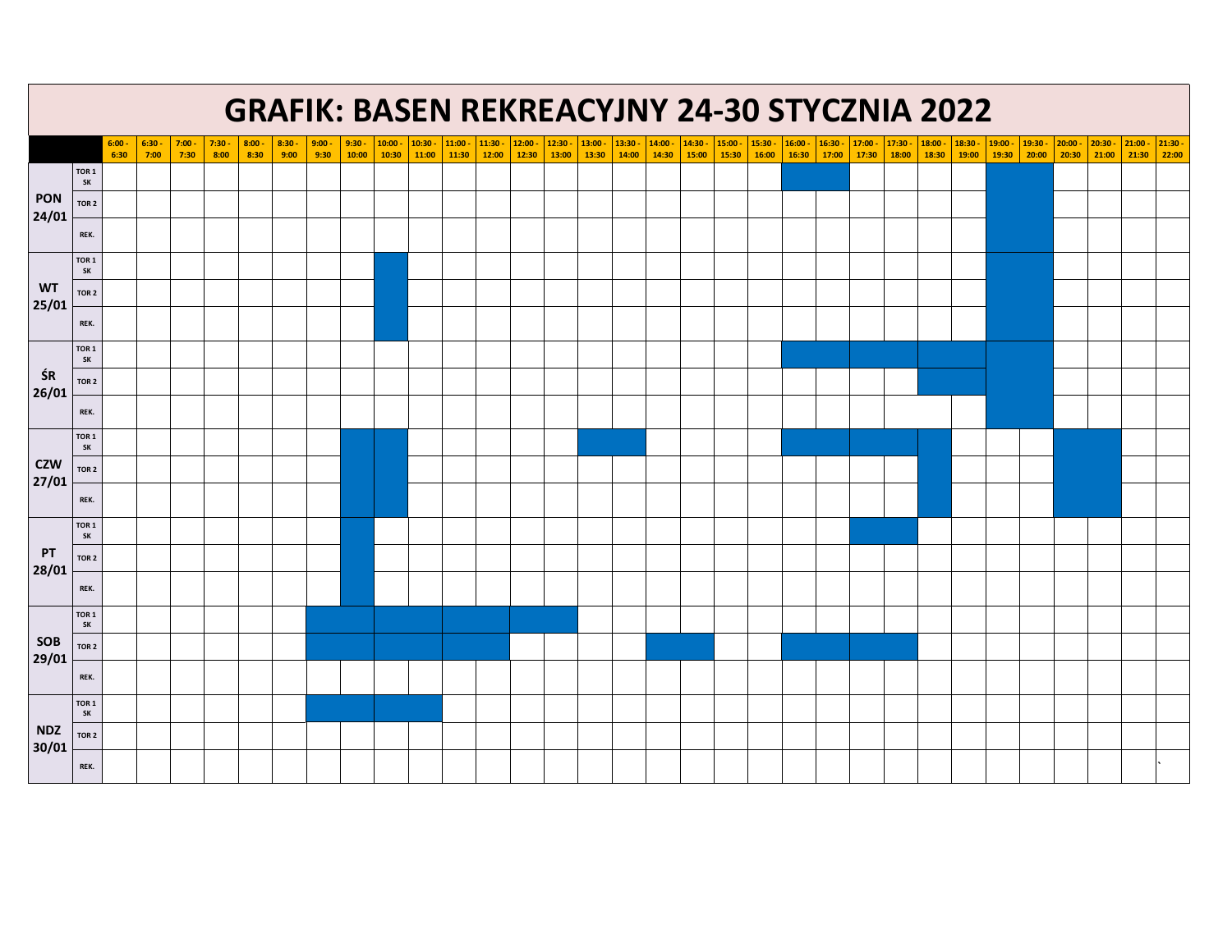# GRAFIK: BASEN REKREACYJNY 24-30 STYCZNIA 2022

| | | 6:00 - 6:30 | 6:30 - 7:00 | 7:00 - 7:30 | 7:30 - 8:00 | 8:00 - 8:30 | 8:30 - 9:00 | 9:00 - 9:30 | 9:30 - 10:00 | 10:00 - 10:30 | 10:30 - 11:00 | 11:00 - 11:30 | 11:30 - 12:00 | 12:00 - 12:30 | 12:30 - 13:00 | 13:00 - 13:30 | 13:30 - 14:00 | 14:00 - 14:30 | 14:30 - 15:00 | 15:00 - 15:30 | 15:30 - 16:00 | 16:00 - 16:30 | 16:30 - 17:00 | 17:00 - 17:30 | 17:30 - 18:00 | 18:00 - 18:30 | 18:30 - 19:00 | 19:00 - 19:30 | 19:30 - 20:00 | 20:00 - 20:30 | 20:30 - 21:00 | 21:00 - 21:30 | 21:30 - 22:00 |
|---|---|---|---|---|---|---|---|---|---|---|---|---|---|---|---|---|---|---|---|---|---|---|---|---|---|---|---|---|---|---|---|---|---|
| PON 24/01 | TOR 1 SK | | | | | | | | | | | | | | | | | | | | | | | | | | | | | | | | |
| | TOR 2 | | | | | | | | | | | | | | | | | | | | | | | | | | | | | | | | |
| | REK. | | | | | | | | | | | | | | | | | | | | | | | | | | | | | | | | |
| WT 25/01 | TOR 1 SK | | | | | | | | | | | | | | | | | | | | | | | | | | | | | | | | |
| | TOR 2 | | | | | | | | | | | | | | | | | | | | | | | | | | | | | | | | |
| | REK. | | | | | | | | | | | | | | | | | | | | | | | | | | | | | | | | |
| ŚR 26/01 | TOR 1 SK | | | | | | | | | | | | | | | | | | | | | | | | | | | | | | | | |
| | TOR 2 | | | | | | | | | | | | | | | | | | | | | | | | | | | | | | | | |
| | REK. | | | | | | | | | | | | | | | | | | | | | | | | | | | | | | | | |
| CZW 27/01 | TOR 1 SK | | | | | | | | | | | | | | | | | | | | | | | | | | | | | | | | |
| | TOR 2 | | | | | | | | | | | | | | | | | | | | | | | | | | | | | | | | |
| | REK. | | | | | | | | | | | | | | | | | | | | | | | | | | | | | | | | |
| PT 28/01 | TOR 1 SK | | | | | | | | | | | | | | | | | | | | | | | | | | | | | | | | |
| | TOR 2 | | | | | | | | | | | | | | | | | | | | | | | | | | | | | | | | |
| | REK. | | | | | | | | | | | | | | | | | | | | | | | | | | | | | | | | |
| SOB 29/01 | TOR 1 SK | | | | | | | | | | | | | | | | | | | | | | | | | | | | | | | | |
| | TOR 2 | | | | | | | | | | | | | | | | | | | | | | | | | | | | | | | | |
| | REK. | | | | | | | | | | | | | | | | | | | | | | | | | | | | | | | | |
| NDZ 30/01 | TOR 1 SK | | | | | | | | | | | | | | | | | | | | | | | | | | | | | | | | |
| | TOR 2 | | | | | | | | | | | | | | | | | | | | | | | | | | | | | | | | |
| | REK. | | | | | | | | | | | | | | | | | | | | | | | | | | | | | | | | ` |